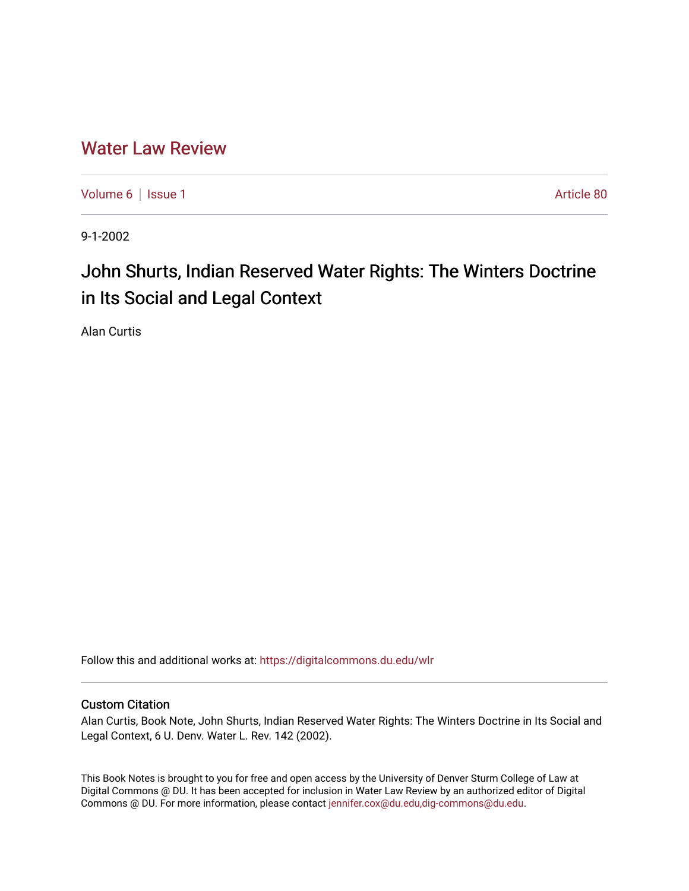# Water Law Review

Volume 6 | Issue 1 Article 80

9-1-2002

## John Shurts, Indian Reserved Water Rights: The Winters Doctrine in Its Social and Legal Context

Alan Curtis

Follow this and additional works at: https://digitalcommons.du.edu/wlr

### Custom Citation

Alan Curtis, Book Note, John Shurts, Indian Reserved Water Rights: The Winters Doctrine in Its Social and Legal Context, 6 U. Denv. Water L. Rev. 142 (2002).

This Book Notes is brought to you for free and open access by the University of Denver Sturm College of Law at Digital Commons @ DU. It has been accepted for inclusion in Water Law Review by an authorized editor of Digital Commons @ DU. For more information, please contact jennifer.cox@du.edu,dig-commons@du.edu.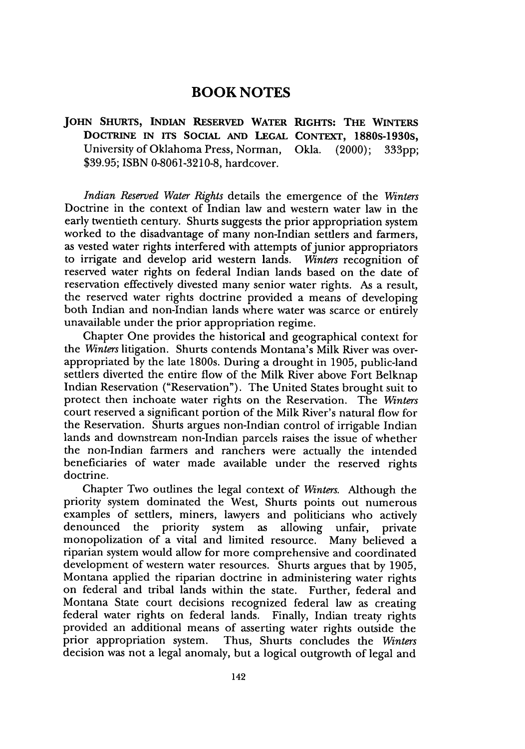# BOOK NOTES

**JOHN SHURTS, INDIAN RESERVED WATER RIGHTS: THE *WINTERS* DOCTRINE IN ITS SOCIAL AND LEGAL CONTEXT, 1880S-1930S,** University of Oklahoma Press, Norman, Okla. (2000); 333pp; $39.95; ISBN 0-8061-3210-8, hardcover.

*Indian Reserved Water Rights* details the emergence of the *Winters* Doctrine in the context of Indian law and western water law in the early twentieth century. Shurts suggests the prior appropriation system worked to the disadvantage of many non-Indian settlers and farmers, as vested water rights interfered with attempts of junior appropriators to irrigate and develop arid western lands. *Winters* recognition of reserved water rights on federal Indian lands based on the date of reservation effectively divested many senior water rights. As a result, the reserved water rights doctrine provided a means of developing both Indian and non-Indian lands where water was scarce or entirely unavailable under the prior appropriation regime.

Chapter One provides the historical and geographical context for the *Winters* litigation. Shurts contends Montana's Milk River was over-appropriated by the late 1800s. During a drought in 1905, public-land settlers diverted the entire flow of the Milk River above Fort Belknap Indian Reservation ("Reservation"). The United States brought suit to protect then inchoate water rights on the Reservation. The *Winters* court reserved a significant portion of the Milk River's natural flow for the Reservation. Shurts argues non-Indian control of irrigable Indian lands and downstream non-Indian parcels raises the issue of whether the non-Indian farmers and ranchers were actually the intended beneficiaries of water made available under the reserved rights doctrine.

Chapter Two outlines the legal context of *Winters*. Although the priority system dominated the West, Shurts points out numerous examples of settlers, miners, lawyers and politicians who actively denounced the priority system as allowing unfair, private monopolization of a vital and limited resource. Many believed a riparian system would allow for more comprehensive and coordinated development of western water resources. Shurts argues that by 1905, Montana applied the riparian doctrine in administering water rights on federal and tribal lands within the state. Further, federal and Montana State court decisions recognized federal law as creating federal water rights on federal lands. Finally, Indian treaty rights provided an additional means of asserting water rights outside the prior appropriation system. Thus, Shurts concludes the *Winters* decision was not a legal anomaly, but a logical outgrowth of legal and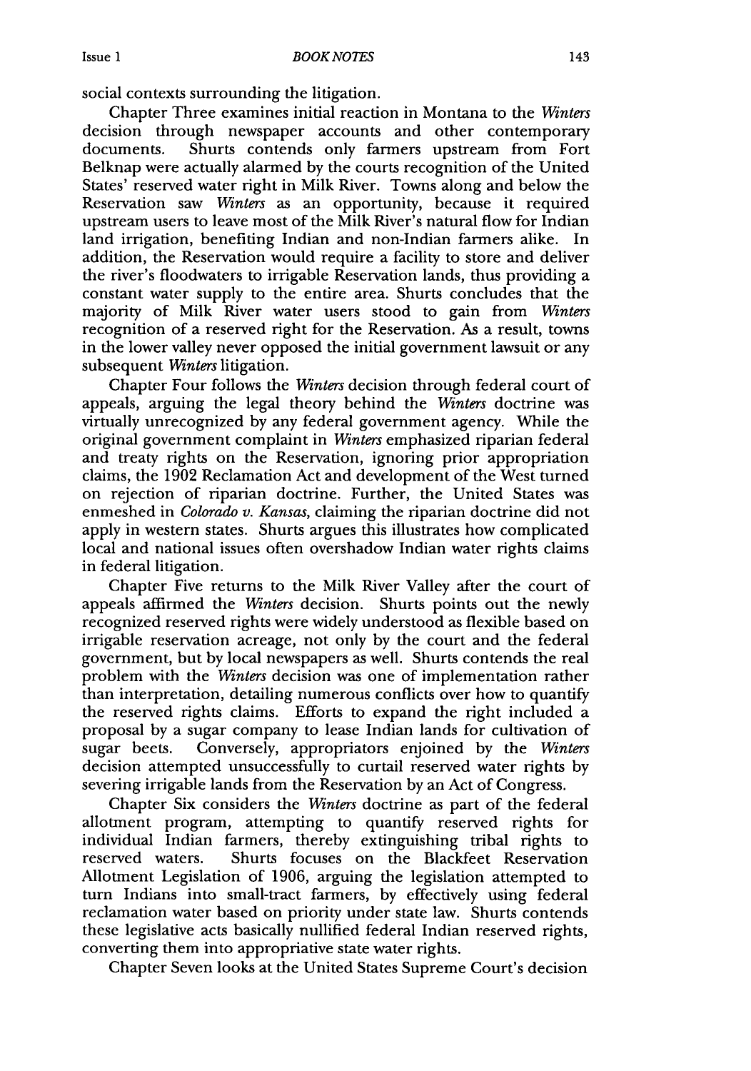social contexts surrounding the litigation.

Chapter Three examines initial reaction in Montana to the *Winters* decision through newspaper accounts and other contemporary documents. Shurts contends only farmers upstream from Fort Belknap were actually alarmed by the courts recognition of the United States' reserved water right in Milk River. Towns along and below the Reservation saw *Winters* as an opportunity, because it required upstream users to leave most of the Milk River's natural flow for Indian land irrigation, benefiting Indian and non-Indian farmers alike. In addition, the Reservation would require a facility to store and deliver the river's floodwaters to irrigable Reservation lands, thus providing a constant water supply to the entire area. Shurts concludes that the majority of Milk River water users stood to gain from *Winters* recognition of a reserved right for the Reservation. As a result, towns in the lower valley never opposed the initial government lawsuit or any subsequent *Winters* litigation.

Chapter Four follows the *Winters* decision through federal court of appeals, arguing the legal theory behind the *Winters* doctrine was virtually unrecognized by any federal government agency. While the original government complaint in *Winters* emphasized riparian federal and treaty rights on the Reservation, ignoring prior appropriation claims, the 1902 Reclamation Act and development of the West turned on rejection of riparian doctrine. Further, the United States was enmeshed in *Colorado v. Kansas*, claiming the riparian doctrine did not apply in western states. Shurts argues this illustrates how complicated local and national issues often overshadow Indian water rights claims in federal litigation.

Chapter Five returns to the Milk River Valley after the court of appeals affirmed the *Winters* decision. Shurts points out the newly recognized reserved rights were widely understood as flexible based on irrigable reservation acreage, not only by the court and the federal government, but by local newspapers as well. Shurts contends the real problem with the *Winters* decision was one of implementation rather than interpretation, detailing numerous conflicts over how to quantify the reserved rights claims. Efforts to expand the right included a proposal by a sugar company to lease Indian lands for cultivation of sugar beets. Conversely, appropriators enjoined by the *Winters* decision attempted unsuccessfully to curtail reserved water rights by severing irrigable lands from the Reservation by an Act of Congress.

Chapter Six considers the *Winters* doctrine as part of the federal allotment program, attempting to quantify reserved rights for individual Indian farmers, thereby extinguishing tribal rights to reserved waters. Shurts focuses on the Blackfeet Reservation Allotment Legislation of 1906, arguing the legislation attempted to turn Indians into small-tract farmers, by effectively using federal reclamation water based on priority under state law. Shurts contends these legislative acts basically nullified federal Indian reserved rights, converting them into appropriative state water rights.

Chapter Seven looks at the United States Supreme Court's decision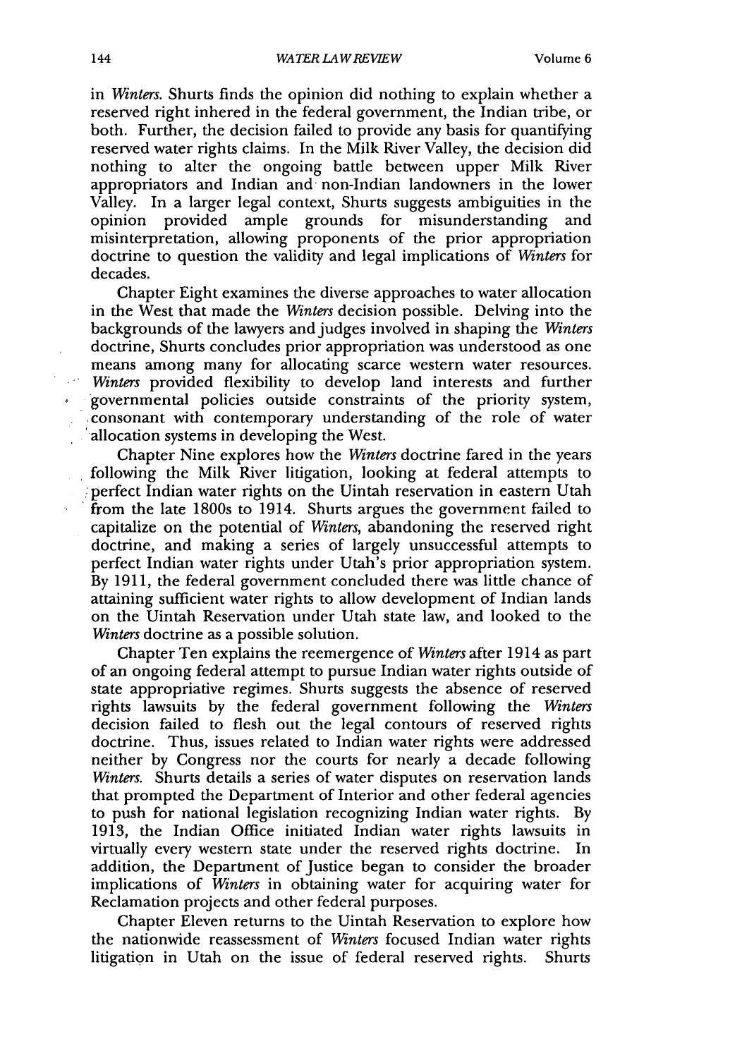in *Winters*. Shurts finds the opinion did nothing to explain whether a reserved right inhered in the federal government, the Indian tribe, or both. Further, the decision failed to provide any basis for quantifying reserved water rights claims. In the Milk River Valley, the decision did nothing to alter the ongoing battle between upper Milk River appropriators and Indian and non-Indian landowners in the lower Valley. In a larger legal context, Shurts suggests ambiguities in the opinion provided ample grounds for misunderstanding and misinterpretation, allowing proponents of the prior appropriation doctrine to question the validity and legal implications of *Winters* for decades.

Chapter Eight examines the diverse approaches to water allocation in the West that made the *Winters* decision possible. Delving into the backgrounds of the lawyers and judges involved in shaping the *Winters* doctrine, Shurts concludes prior appropriation was understood as one means among many for allocating scarce western water resources. *Winters* provided flexibility to develop land interests and further governmental policies outside constraints of the priority system, consonant with contemporary understanding of the role of water allocation systems in developing the West.

Chapter Nine explores how the *Winters* doctrine fared in the years following the Milk River litigation, looking at federal attempts to perfect Indian water rights on the Uintah reservation in eastern Utah from the late 1800s to 1914. Shurts argues the government failed to capitalize on the potential of *Winters*, abandoning the reserved right doctrine, and making a series of largely unsuccessful attempts to perfect Indian water rights under Utah's prior appropriation system. By 1911, the federal government concluded there was little chance of attaining sufficient water rights to allow development of Indian lands on the Uintah Reservation under Utah state law, and looked to the *Winters* doctrine as a possible solution.

Chapter Ten explains the reemergence of *Winters* after 1914 as part of an ongoing federal attempt to pursue Indian water rights outside of state appropriative regimes. Shurts suggests the absence of reserved rights lawsuits by the federal government following the *Winters* decision failed to flesh out the legal contours of reserved rights doctrine. Thus, issues related to Indian water rights were addressed neither by Congress nor the courts for nearly a decade following *Winters*. Shurts details a series of water disputes on reservation lands that prompted the Department of Interior and other federal agencies to push for national legislation recognizing Indian water rights. By 1913, the Indian Office initiated Indian water rights lawsuits in virtually every western state under the reserved rights doctrine. In addition, the Department of Justice began to consider the broader implications of *Winters* in obtaining water for acquiring water for Reclamation projects and other federal purposes.

Chapter Eleven returns to the Uintah Reservation to explore how the nationwide reassessment of *Winters* focused Indian water rights litigation in Utah on the issue of federal reserved rights. Shurts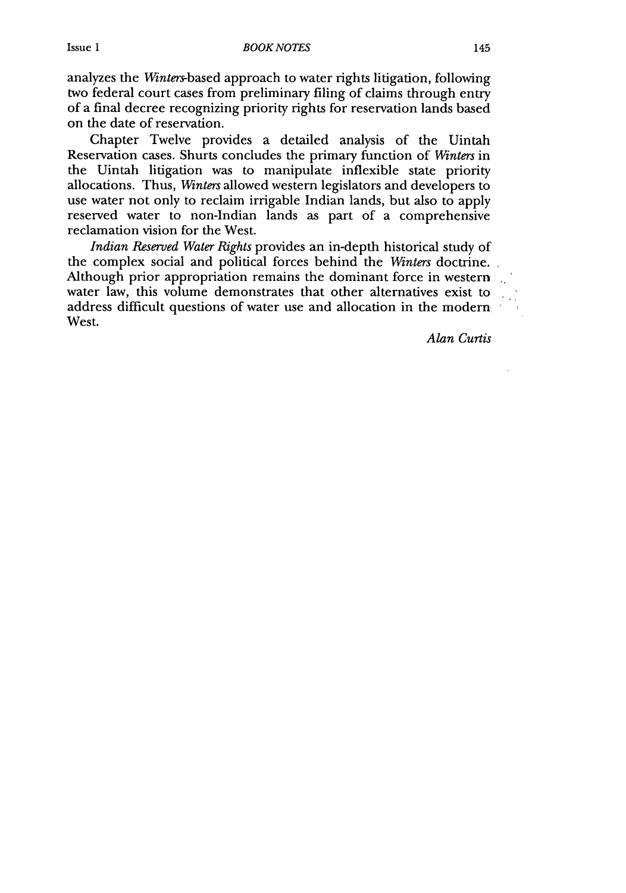analyzes the *Winters*-based approach to water rights litigation, following two federal court cases from preliminary filing of claims through entry of a final decree recognizing priority rights for reservation lands based on the date of reservation.

Chapter Twelve provides a detailed analysis of the Uintah Reservation cases. Shurts concludes the primary function of *Winters* in the Uintah litigation was to manipulate inflexible state priority allocations. Thus, *Winters* allowed western legislators and developers to use water not only to reclaim irrigable Indian lands, but also to apply reserved water to non-Indian lands as part of a comprehensive reclamation vision for the West.

*Indian Reserved Water Rights* provides an in-depth historical study of the complex social and political forces behind the *Winters* doctrine. Although prior appropriation remains the dominant force in western water law, this volume demonstrates that other alternatives exist to address difficult questions of water use and allocation in the modern West.

*Alan Curtis*